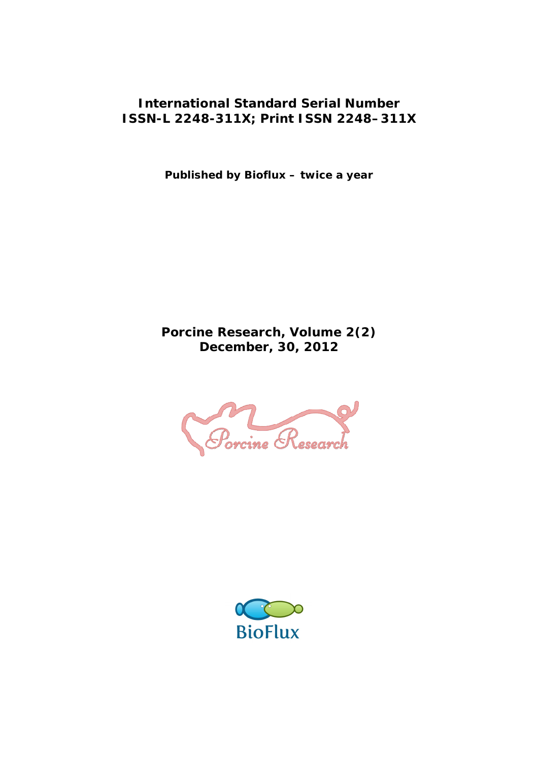**International Standard Serial Number**
**ISSN-L 2248-311X; Print ISSN 2248–311X**

**Published by Bioflux – twice a year**

**Porcine Research, Volume 2(2)**
**December, 30, 2012**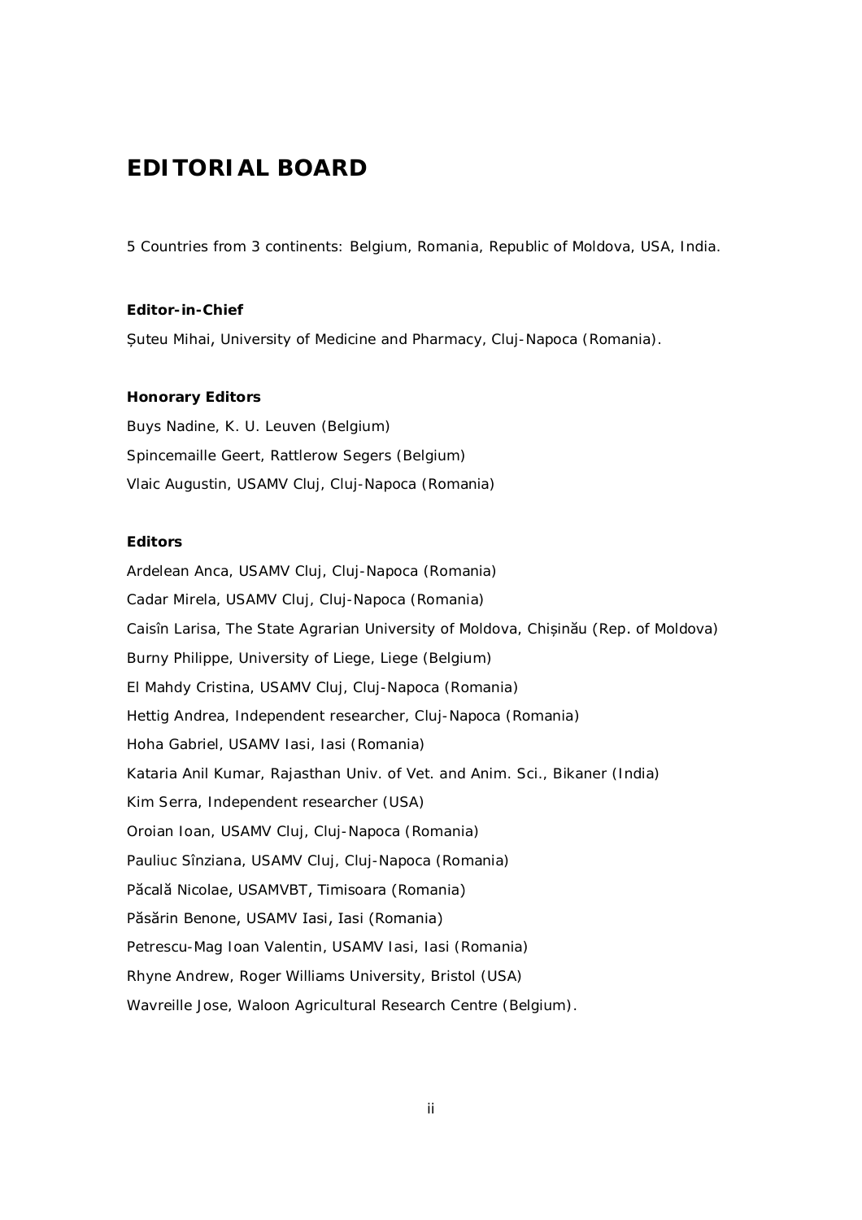# EDITORIAL BOARD

5 Countries from 3 continents: Belgium, Romania, Republic of Moldova, USA, India.

**Editor-in-Chief**

Șuteu Mihai, University of Medicine and Pharmacy, Cluj-Napoca (Romania).

**Honorary Editors**

Buys Nadine, K. U. Leuven (Belgium)

Spincemaille Geert, Rattlerow Segers (Belgium)

Vlaic Augustin, USAMV Cluj, Cluj-Napoca (Romania)

**Editors**

Ardelean Anca, USAMV Cluj, Cluj-Napoca (Romania)

Cadar Mirela, USAMV Cluj, Cluj-Napoca (Romania)

Caisîn Larisa, The State Agrarian University of Moldova, Chișinău (Rep. of Moldova)

Burny Philippe, University of Liege, Liege (Belgium)

El Mahdy Cristina, USAMV Cluj, Cluj-Napoca (Romania)

Hettig Andrea, Independent researcher, Cluj-Napoca (Romania)

Hoha Gabriel, USAMV Iasi, Iasi (Romania)

Kataria Anil Kumar, Rajasthan Univ. of Vet. and Anim. Sci., Bikaner (India)

Kim Serra, Independent researcher (USA)

Oroian Ioan, USAMV Cluj, Cluj-Napoca (Romania)

Pauliuc Sînziana, USAMV Cluj, Cluj-Napoca (Romania)

Păcală Nicolae, USAMVBT, Timisoara (Romania)

Păsărin Benone, USAMV Iasi, Iasi (Romania)

Petrescu-Mag Ioan Valentin, USAMV Iasi, Iasi (Romania)

Rhyne Andrew, Roger Williams University, Bristol (USA)

Wavreille Jose, Waloon Agricultural Research Centre (Belgium).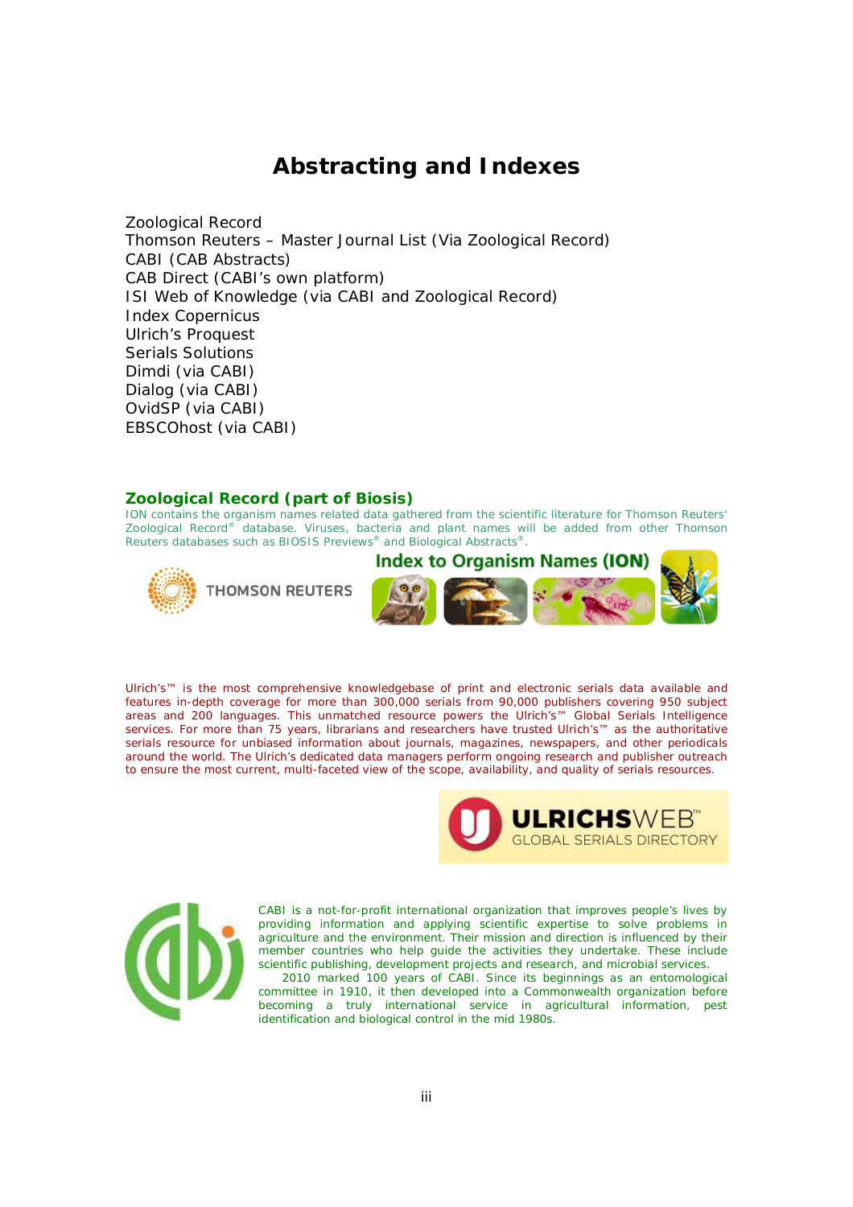# Abstracting and Indexes

Zoological Record
Thomson Reuters – Master Journal List (Via Zoological Record)
CABI (CAB Abstracts)
CAB Direct (CABI's own platform)
ISI Web of Knowledge (via CABI and Zoological Record)
Index Copernicus
Ulrich's Proquest
Serials Solutions
Dimdi (via CABI)
Dialog (via CABI)
OvidSP (via CABI)
EBSCOhost (via CABI)

## Zoological Record (part of Biosis)

ION contains the organism names related data gathered from the scientific literature for Thomson Reuters' Zoological Record® database. Viruses, bacteria and plant names will be added from other Thomson Reuters databases such as BIOSIS Previews® and Biological Abstracts®.

Ulrich's™ is the most comprehensive knowledgebase of print and electronic serials data available and features in-depth coverage for more than 300,000 serials from 90,000 publishers covering 950 subject areas and 200 languages. This unmatched resource powers the Ulrich's™ Global Serials Intelligence services. For more than 75 years, librarians and researchers have trusted Ulrich's™ as the authoritative serials resource for unbiased information about journals, magazines, newspapers, and other periodicals around the world. The Ulrich's dedicated data managers perform ongoing research and publisher outreach to ensure the most current, multi-faceted view of the scope, availability, and quality of serials resources.

CABI is a not-for-profit international organization that improves people's lives by providing information and applying scientific expertise to solve problems in agriculture and the environment. Their mission and direction is influenced by their member countries who help guide the activities they undertake. These include scientific publishing, development projects and research, and microbial services.

2010 marked 100 years of CABI. Since its beginnings as an entomological committee in 1910, it then developed into a Commonwealth organization before becoming a truly international service in agricultural information, pest identification and biological control in the mid 1980s.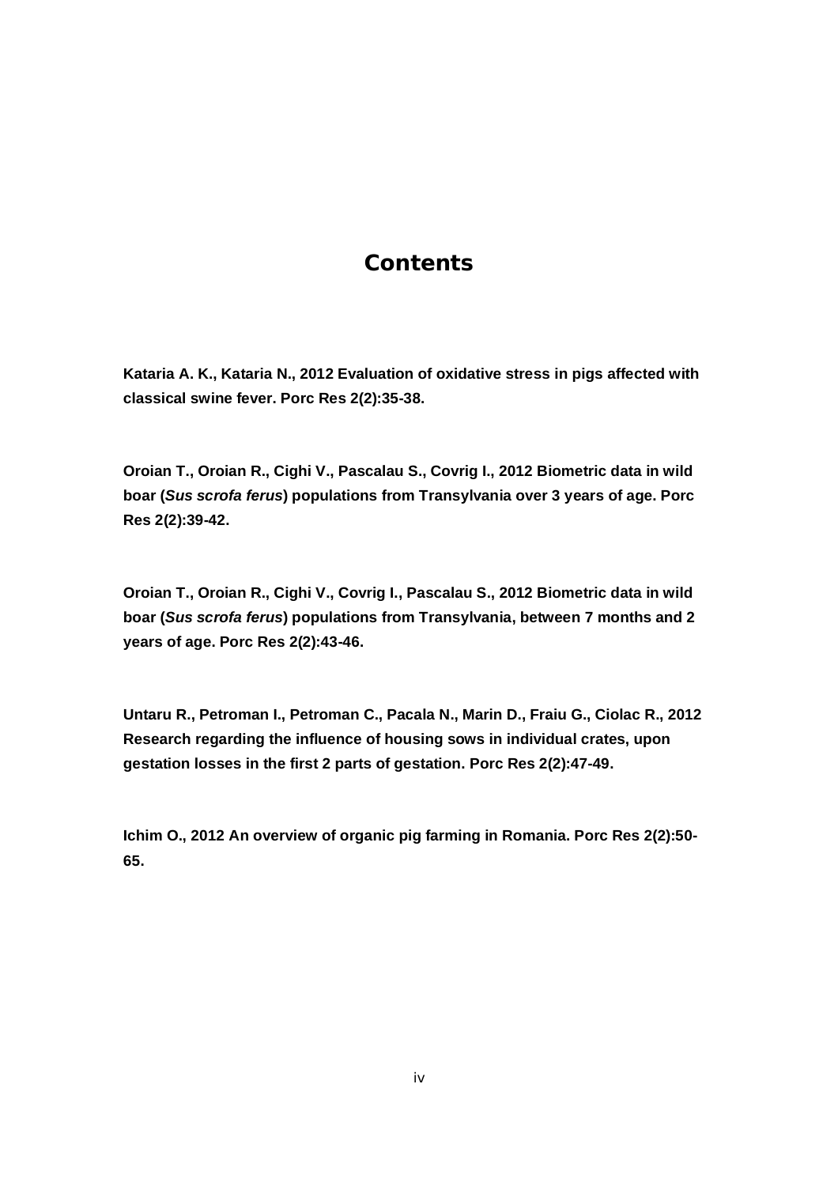# Contents

**Kataria A. K., Kataria N., 2012 Evaluation of oxidative stress in pigs affected with classical swine fever. Porc Res 2(2):35-38.**

**Oroian T., Oroian R., Cighi V., Pascalau S., Covrig I., 2012 Biometric data in wild boar (*Sus scrofa ferus*) populations from Transylvania over 3 years of age. Porc Res 2(2):39-42.**

**Oroian T., Oroian R., Cighi V., Covrig I., Pascalau S., 2012 Biometric data in wild boar (*Sus scrofa ferus*) populations from Transylvania, between 7 months and 2 years of age. Porc Res 2(2):43-46.**

**Untaru R., Petroman I., Petroman C., Pacala N., Marin D., Fraiu G., Ciolac R., 2012 Research regarding the influence of housing sows in individual crates, upon gestation losses in the first 2 parts of gestation. Porc Res 2(2):47-49.**

**Ichim O., 2012 An overview of organic pig farming in Romania. Porc Res 2(2):50-65.**